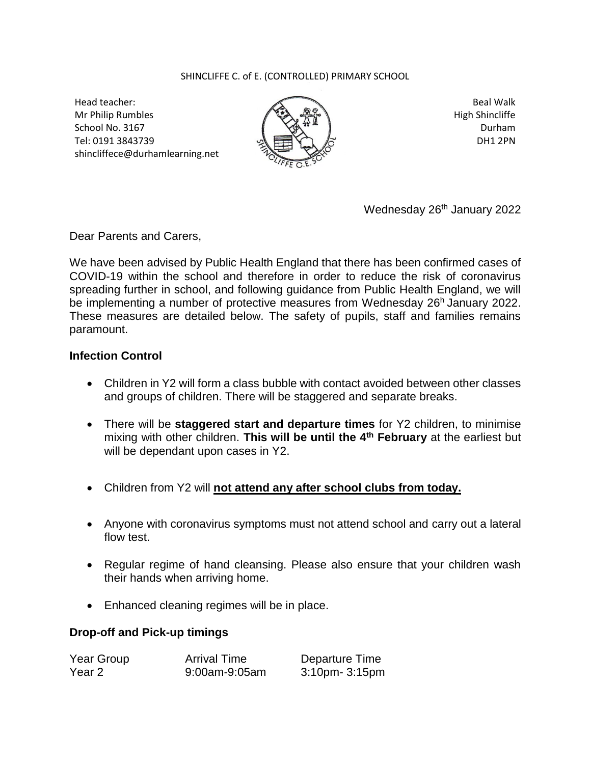SHINCLIFFE C. of E. (CONTROLLED) PRIMARY SCHOOL

Head teacher:
Mr Philip Rumbles
School No. 3167
Tel: 0191 3843739
shincliffece@durhamlearning.net

Beal Walk
High Shincliffe
Durham
DH1 2PN

Wednesday 26th January 2022

Dear Parents and Carers,

We have been advised by Public Health England that there has been confirmed cases of COVID-19 within the school and therefore in order to reduce the risk of coronavirus spreading further in school, and following guidance from Public Health England, we will be implementing a number of protective measures from Wednesday 26h January 2022. These measures are detailed below. The safety of pupils, staff and families remains paramount.

### Infection Control

- Children in Y2 will form a class bubble with contact avoided between other classes and groups of children. There will be staggered and separate breaks.
- There will be **staggered start and departure times** for Y2 children, to minimise mixing with other children. **This will be until the 4th February** at the earliest but will be dependant upon cases in Y2.
- Children from Y2 will **<u>not attend any after school clubs from today.</u>**
- Anyone with coronavirus symptoms must not attend school and carry out a lateral flow test.
- Regular regime of hand cleansing. Please also ensure that your children wash their hands when arriving home.
- Enhanced cleaning regimes will be in place.

### Drop-off and Pick-up timings

| Year Group | Arrival Time | Departure Time |
|---|---|---|
| Year 2 | 9:00am-9:05am | 3:10pm- 3:15pm |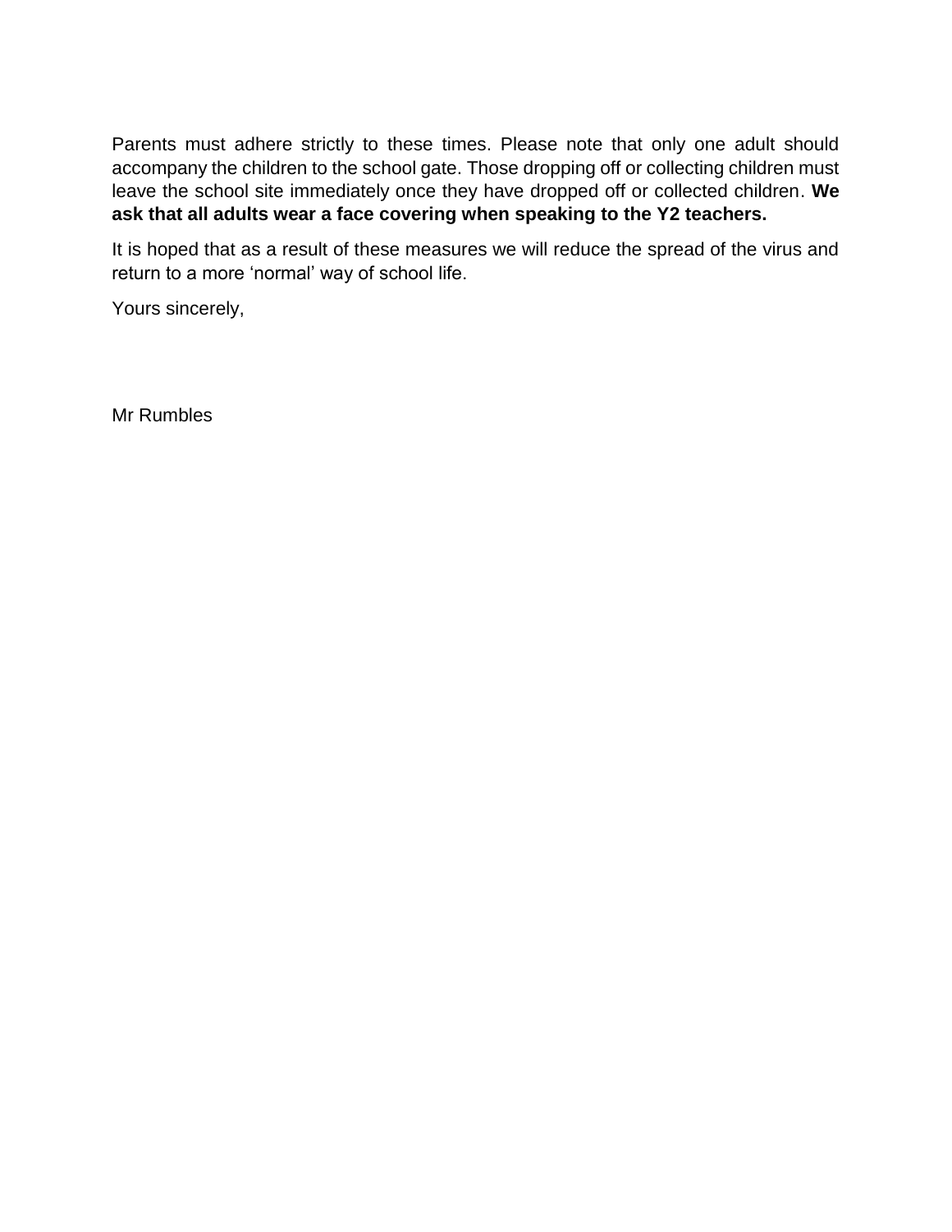Parents must adhere strictly to these times. Please note that only one adult should accompany the children to the school gate. Those dropping off or collecting children must leave the school site immediately once they have dropped off or collected children. **We ask that all adults wear a face covering when speaking to the Y2 teachers.**

It is hoped that as a result of these measures we will reduce the spread of the virus and return to a more 'normal' way of school life.

Yours sincerely,

Mr Rumbles